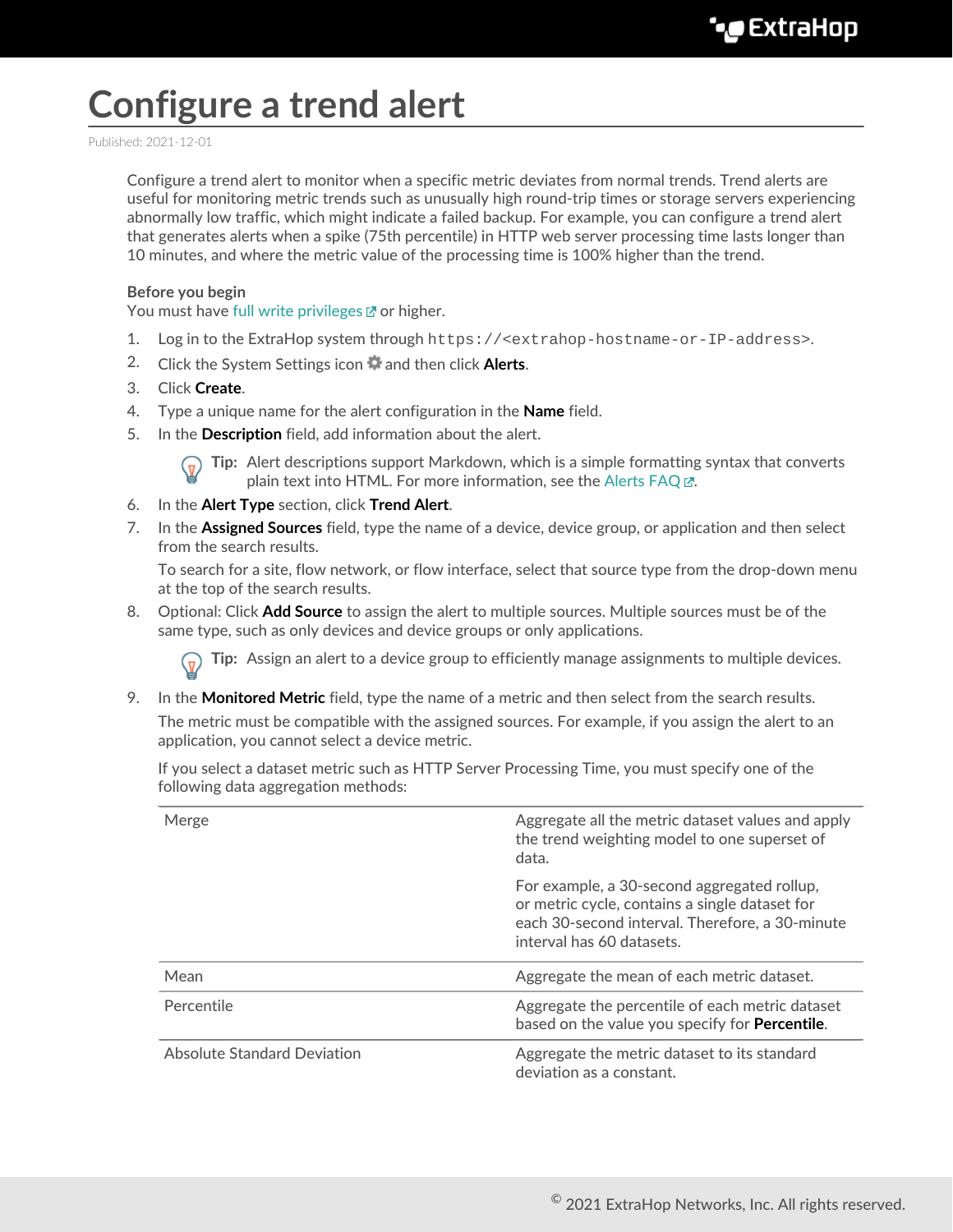# Configure a trend alert

Published: 2021-12-01

Configure a trend alert to monitor when a specific metric deviates from normal trends. Trend alerts are useful for monitoring metric trends such as unusually high round-trip times or storage servers experiencing abnormally low traffic, which might indicate a failed backup. For example, you can configure a trend alert that generates alerts when a spike (75th percentile) in HTTP web server processing time lasts longer than 10 minutes, and where the metric value of the processing time is 100% higher than the trend.

**Before you begin**

You must have full write privileges or higher.

1. Log in to the ExtraHop system through `https://<extrahop-hostname-or-IP-address>`.
2. Click the System Settings icon and then click **Alerts**.
3. Click **Create**.
4. Type a unique name for the alert configuration in the **Name** field.
5. In the **Description** field, add information about the alert.

   **Tip:** Alert descriptions support Markdown, which is a simple formatting syntax that converts plain text into HTML. For more information, see the Alerts FAQ.
6. In the **Alert Type** section, click **Trend Alert**.
7. In the **Assigned Sources** field, type the name of a device, device group, or application and then select from the search results.

   To search for a site, flow network, or flow interface, select that source type from the drop-down menu at the top of the search results.
8. Optional: Click **Add Source** to assign the alert to multiple sources. Multiple sources must be of the same type, such as only devices and device groups or only applications.

   **Tip:** Assign an alert to a device group to efficiently manage assignments to multiple devices.
9. In the **Monitored Metric** field, type the name of a metric and then select from the search results.

   The metric must be compatible with the assigned sources. For example, if you assign the alert to an application, you cannot select a device metric.

   If you select a dataset metric such as HTTP Server Processing Time, you must specify one of the following data aggregation methods:

| | |
|---|---|
| Merge | Aggregate all the metric dataset values and apply the trend weighting model to one superset of data. For example, a 30-second aggregated rollup, or metric cycle, contains a single dataset for each 30-second interval. Therefore, a 30-minute interval has 60 datasets. |
| Mean | Aggregate the mean of each metric dataset. |
| Percentile | Aggregate the percentile of each metric dataset based on the value you specify for **Percentile**. |
| Absolute Standard Deviation | Aggregate the metric dataset to its standard deviation as a constant. |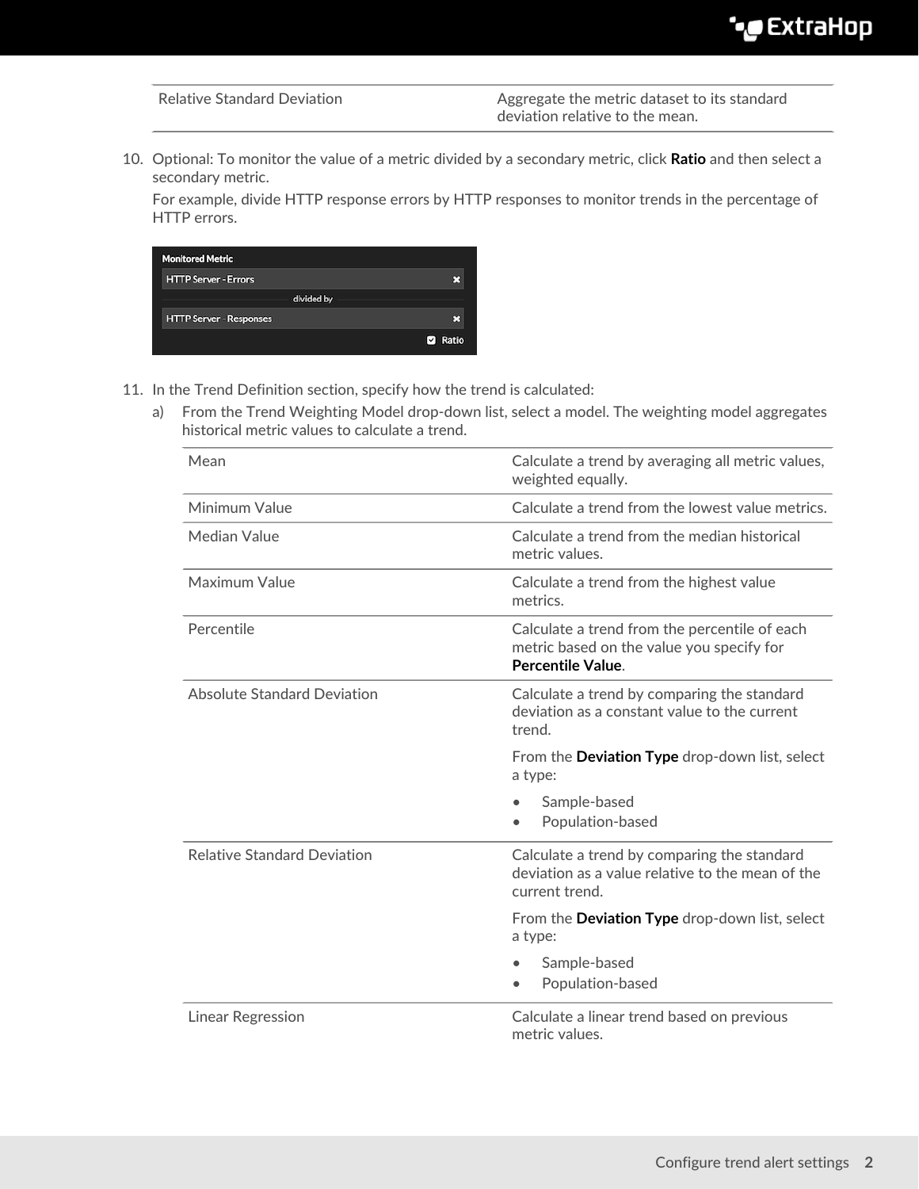| Relative Standard Deviation | Aggregate the metric dataset to its standard deviation relative to the mean. |
|---|---|

10. Optional: To monitor the value of a metric divided by a secondary metric, click **Ratio** and then select a secondary metric.

    For example, divide HTTP response errors by HTTP responses to monitor trends in the percentage of HTTP errors.

11. In the Trend Definition section, specify how the trend is calculated:

    a) From the Trend Weighting Model drop-down list, select a model. The weighting model aggregates historical metric values to calculate a trend.

| Mean | Calculate a trend by averaging all metric values, weighted equally. |
|---|---|
| Minimum Value | Calculate a trend from the lowest value metrics. |
| Median Value | Calculate a trend from the median historical metric values. |
| Maximum Value | Calculate a trend from the highest value metrics. |
| Percentile | Calculate a trend from the percentile of each metric based on the value you specify for **Percentile Value**. |
| Absolute Standard Deviation | Calculate a trend by comparing the standard deviation as a constant value to the current trend.<br><br>From the **Deviation Type** drop-down list, select a type:<br>• Sample-based<br>• Population-based |
| Relative Standard Deviation | Calculate a trend by comparing the standard deviation as a value relative to the mean of the current trend.<br><br>From the **Deviation Type** drop-down list, select a type:<br>• Sample-based<br>• Population-based |
| Linear Regression | Calculate a linear trend based on previous metric values. |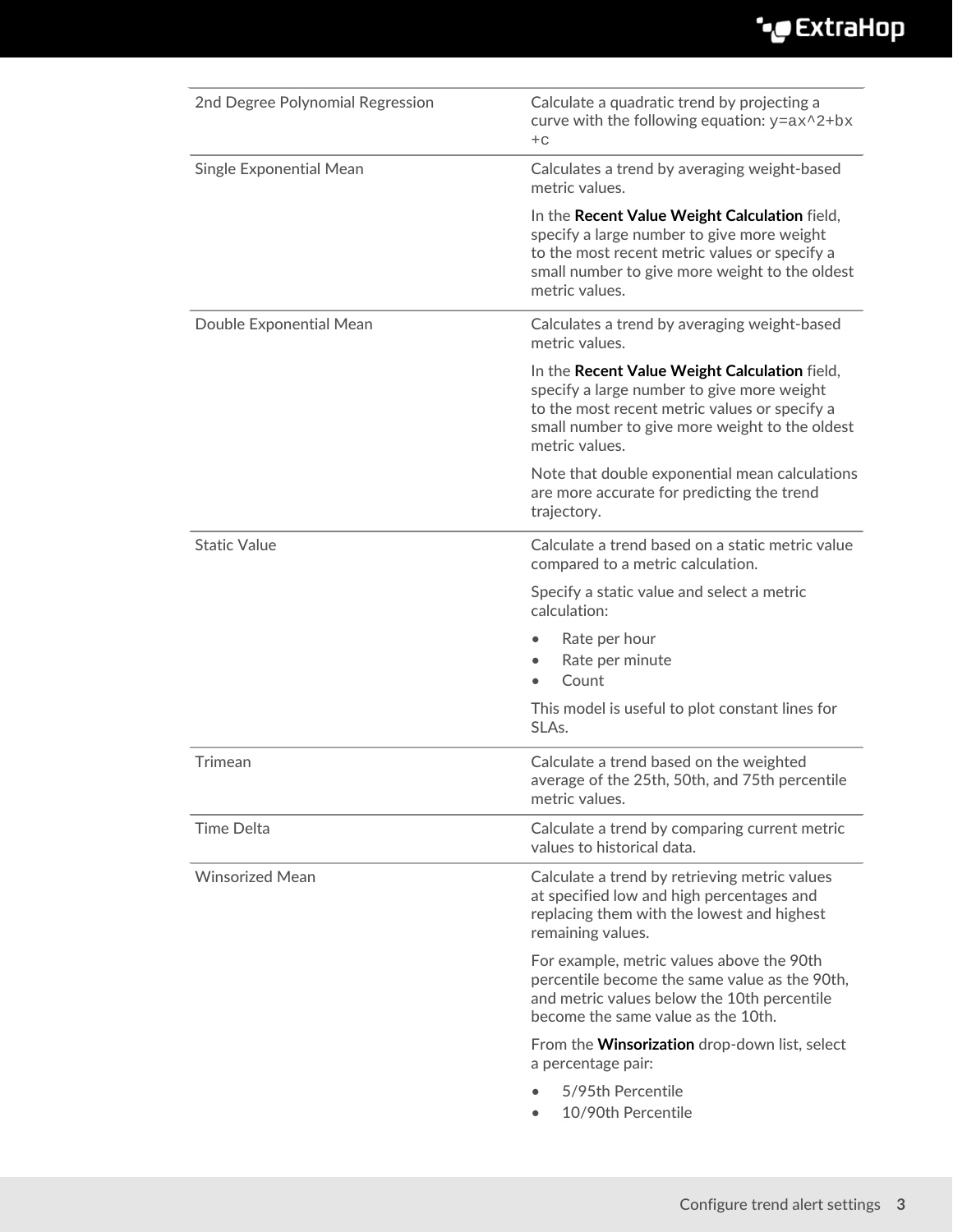| | |
|---|---|
| 2nd Degree Polynomial Regression | Calculate a quadratic trend by projecting a curve with the following equation: `y=ax^2+bx+c` |
| Single Exponential Mean | Calculates a trend by averaging weight-based metric values.<br><br>In the **Recent Value Weight Calculation** field, specify a large number to give more weight to the most recent metric values or specify a small number to give more weight to the oldest metric values. |
| Double Exponential Mean | Calculates a trend by averaging weight-based metric values.<br><br>In the **Recent Value Weight Calculation** field, specify a large number to give more weight to the most recent metric values or specify a small number to give more weight to the oldest metric values.<br><br>Note that double exponential mean calculations are more accurate for predicting the trend trajectory. |
| Static Value | Calculate a trend based on a static metric value compared to a metric calculation.<br><br>Specify a static value and select a metric calculation:<br><br>• Rate per hour<br>• Rate per minute<br>• Count<br><br>This model is useful to plot constant lines for SLAs. |
| Trimean | Calculate a trend based on the weighted average of the 25th, 50th, and 75th percentile metric values. |
| Time Delta | Calculate a trend by comparing current metric values to historical data. |
| Winsorized Mean | Calculate a trend by retrieving metric values at specified low and high percentages and replacing them with the lowest and highest remaining values.<br><br>For example, metric values above the 90th percentile become the same value as the 90th, and metric values below the 10th percentile become the same value as the 10th.<br><br>From the **Winsorization** drop-down list, select a percentage pair:<br><br>• 5/95th Percentile<br>• 10/90th Percentile |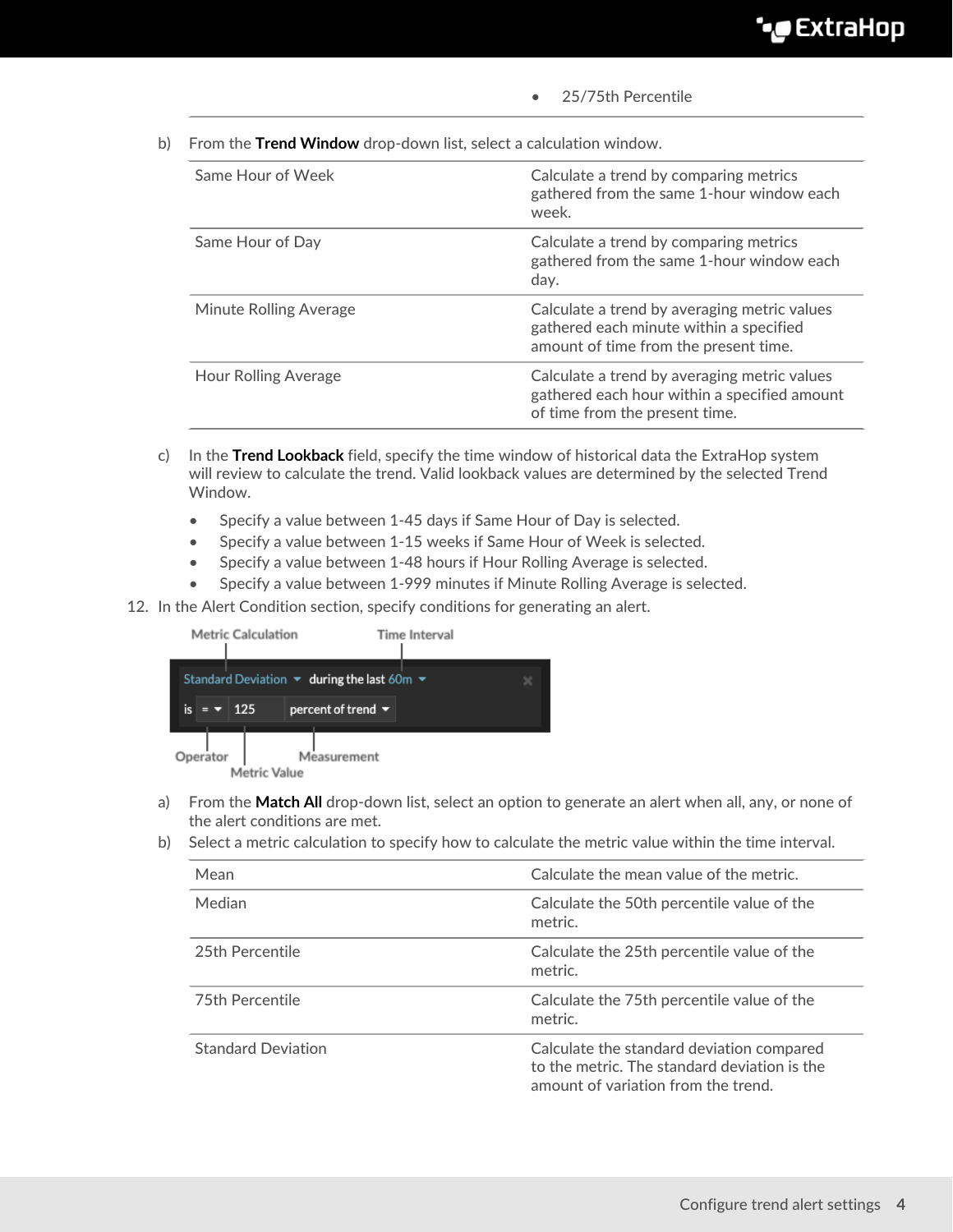- 25/75th Percentile

b) From the **Trend Window** drop-down list, select a calculation window.

| | |
|---|---|
| Same Hour of Week | Calculate a trend by comparing metrics gathered from the same 1-hour window each week. |
| Same Hour of Day | Calculate a trend by comparing metrics gathered from the same 1-hour window each day. |
| Minute Rolling Average | Calculate a trend by averaging metric values gathered each minute within a specified amount of time from the present time. |
| Hour Rolling Average | Calculate a trend by averaging metric values gathered each hour within a specified amount of time from the present time. |

c) In the **Trend Lookback** field, specify the time window of historical data the ExtraHop system will review to calculate the trend. Valid lookback values are determined by the selected Trend Window.

- Specify a value between 1-45 days if Same Hour of Day is selected.
- Specify a value between 1-15 weeks if Same Hour of Week is selected.
- Specify a value between 1-48 hours if Hour Rolling Average is selected.
- Specify a value between 1-999 minutes if Minute Rolling Average is selected.

12. In the Alert Condition section, specify conditions for generating an alert.

Metric Calculation | Time Interval
Standard Deviation during the last 60m
is = 125 percent of trend
Operator | Metric Value | Measurement

a) From the **Match All** drop-down list, select an option to generate an alert when all, any, or none of the alert conditions are met.

b) Select a metric calculation to specify how to calculate the metric value within the time interval.

| | |
|---|---|
| Mean | Calculate the mean value of the metric. |
| Median | Calculate the 50th percentile value of the metric. |
| 25th Percentile | Calculate the 25th percentile value of the metric. |
| 75th Percentile | Calculate the 75th percentile value of the metric. |
| Standard Deviation | Calculate the standard deviation compared to the metric. The standard deviation is the amount of variation from the trend. |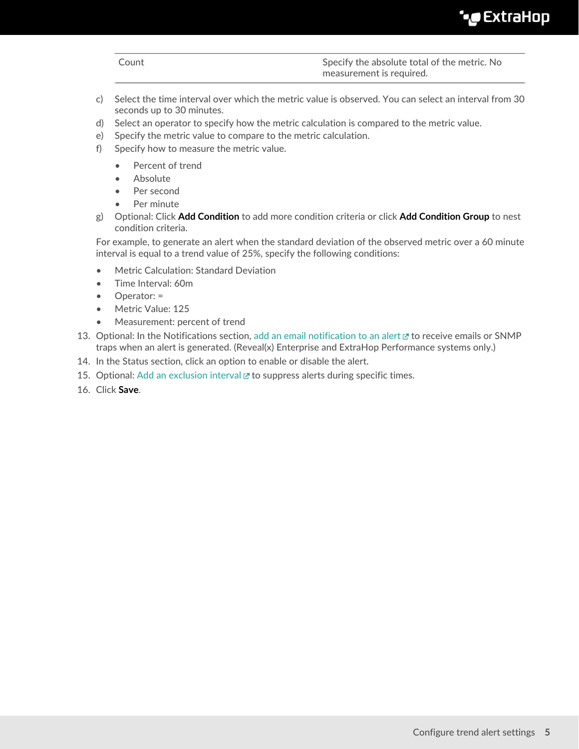| | |
|---|---|
| Count | Specify the absolute total of the metric. No measurement is required. |

c) Select the time interval over which the metric value is observed. You can select an interval from 30 seconds up to 30 minutes.

d) Select an operator to specify how the metric calculation is compared to the metric value.

e) Specify the metric value to compare to the metric calculation.

f) Specify how to measure the metric value.

- Percent of trend
- Absolute
- Per second
- Per minute

g) Optional: Click **Add Condition** to add more condition criteria or click **Add Condition Group** to nest condition criteria.

For example, to generate an alert when the standard deviation of the observed metric over a 60 minute interval is equal to a trend value of 25%, specify the following conditions:

- Metric Calculation: Standard Deviation
- Time Interval: 60m
- Operator: =
- Metric Value: 125
- Measurement: percent of trend

13. Optional: In the Notifications section, add an email notification to an alert to receive emails or SNMP traps when an alert is generated. (Reveal(x) Enterprise and ExtraHop Performance systems only.)
14. In the Status section, click an option to enable or disable the alert.
15. Optional: Add an exclusion interval to suppress alerts during specific times.
16. Click **Save**.